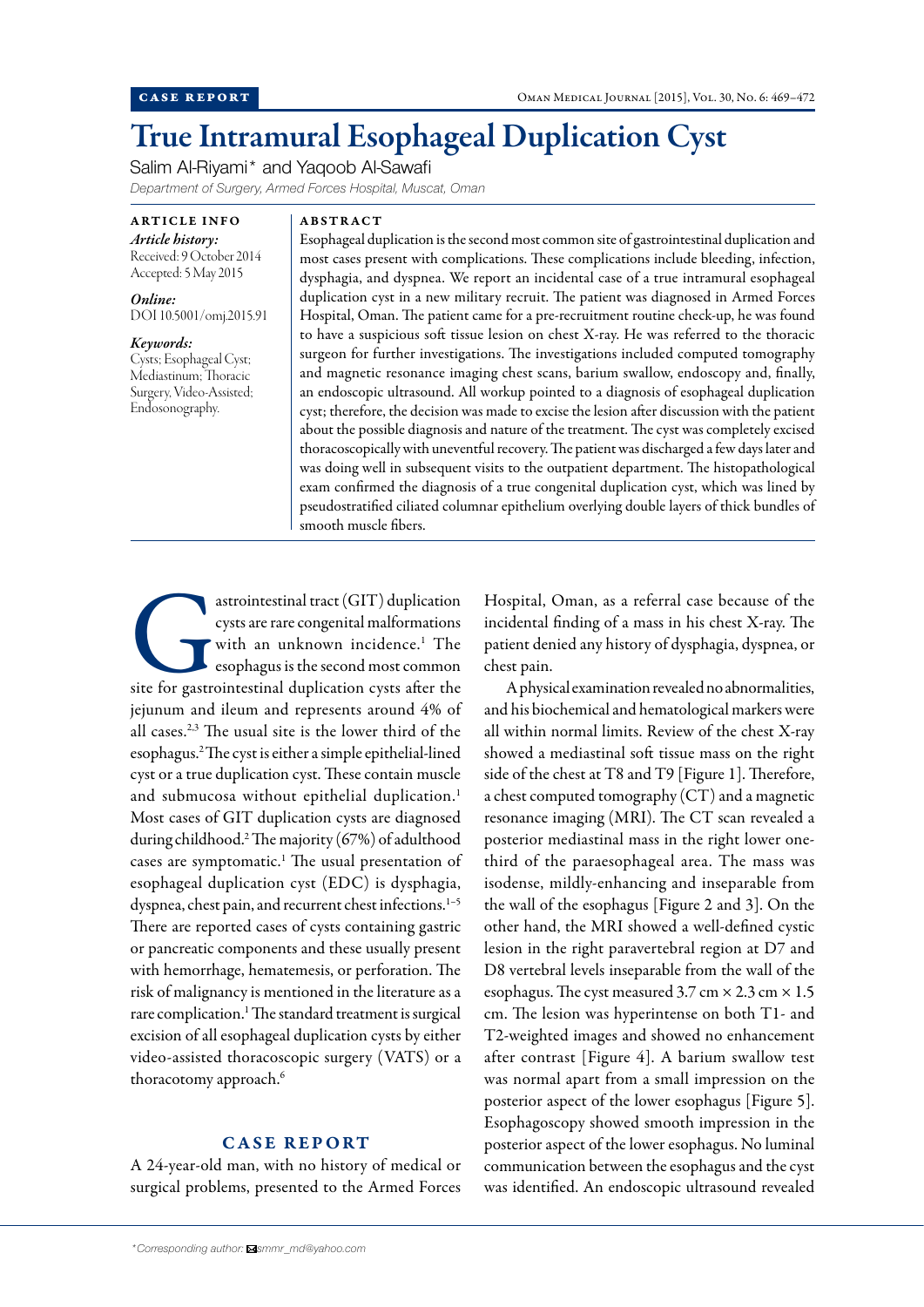CASE REPORT

# True Intramural Esophageal Duplication Cyst

Salim Al-Riyami* and Yaqoob Al-Sawafi

*Department of Surgery, Armed Forces Hospital, Muscat, Oman*

**ARTICLE INFO**

***Article history:***
Received: 9 October 2014
Accepted: 5 May 2015

***Online:***
DOI 10.5001/omj.2015.91

***Keywords:***
Cysts; Esophageal Cyst; Mediastinum; Thoracic Surgery, Video-Assisted; Endosonography.

**ABSTRACT**

Esophageal duplication is the second most common site of gastrointestinal duplication and most cases present with complications. These complications include bleeding, infection, dysphagia, and dyspnea. We report an incidental case of a true intramural esophageal duplication cyst in a new military recruit. The patient was diagnosed in Armed Forces Hospital, Oman. The patient came for a pre-recruitment routine check-up, he was found to have a suspicious soft tissue lesion on chest X-ray. He was referred to the thoracic surgeon for further investigations. The investigations included computed tomography and magnetic resonance imaging chest scans, barium swallow, endoscopy and, finally, an endoscopic ultrasound. All workup pointed to a diagnosis of esophageal duplication cyst; therefore, the decision was made to excise the lesion after discussion with the patient about the possible diagnosis and nature of the treatment. The cyst was completely excised thoracoscopically with uneventful recovery. The patient was discharged a few days later and was doing well in subsequent visits to the outpatient department. The histopathological exam confirmed the diagnosis of a true congenital duplication cyst, which was lined by pseudostratified ciliated columnar epithelium overlying double layers of thick bundles of smooth muscle fibers.

Gastrointestinal tract (GIT) duplication cysts are rare congenital malformations with an unknown incidence.[1] The esophagus is the second most common site for gastrointestinal duplication cysts after the jejunum and ileum and represents around 4% of all cases.[2,3] The usual site is the lower third of the esophagus.[2] The cyst is either a simple epithelial-lined cyst or a true duplication cyst. These contain muscle and submucosa without epithelial duplication.[1] Most cases of GIT duplication cysts are diagnosed during childhood.[2] The majority (67%) of adulthood cases are symptomatic.[1] The usual presentation of esophageal duplication cyst (EDC) is dysphagia, dyspnea, chest pain, and recurrent chest infections.[1–5] There are reported cases of cysts containing gastric or pancreatic components and these usually present with hemorrhage, hematemesis, or perforation. The risk of malignancy is mentioned in the literature as a rare complication.[1] The standard treatment is surgical excision of all esophageal duplication cysts by either video-assisted thoracoscopic surgery (VATS) or a thoracotomy approach.[6]

## CASE REPORT

A 24-year-old man, with no history of medical or surgical problems, presented to the Armed Forces Hospital, Oman, as a referral case because of the incidental finding of a mass in his chest X-ray. The patient denied any history of dysphagia, dyspnea, or chest pain.

A physical examination revealed no abnormalities, and his biochemical and hematological markers were all within normal limits. Review of the chest X-ray showed a mediastinal soft tissue mass on the right side of the chest at T8 and T9 [Figure 1]. Therefore, a chest computed tomography (CT) and a magnetic resonance imaging (MRI). The CT scan revealed a posterior mediastinal mass in the right lower one-third of the paraesophageal area. The mass was isodense, mildly-enhancing and inseparable from the wall of the esophagus [Figure 2 and 3]. On the other hand, the MRI showed a well-defined cystic lesion in the right paravertebral region at D7 and D8 vertebral levels inseparable from the wall of the esophagus. The cyst measured 3.7 cm × 2.3 cm × 1.5 cm. The lesion was hyperintense on both T1- and T2-weighted images and showed no enhancement after contrast [Figure 4]. A barium swallow test was normal apart from a small impression on the posterior aspect of the lower esophagus [Figure 5]. Esophagoscopy showed smooth impression in the posterior aspect of the lower esophagus. No luminal communication between the esophagus and the cyst was identified. An endoscopic ultrasound revealed

*Corresponding author: smmr_md@yahoo.com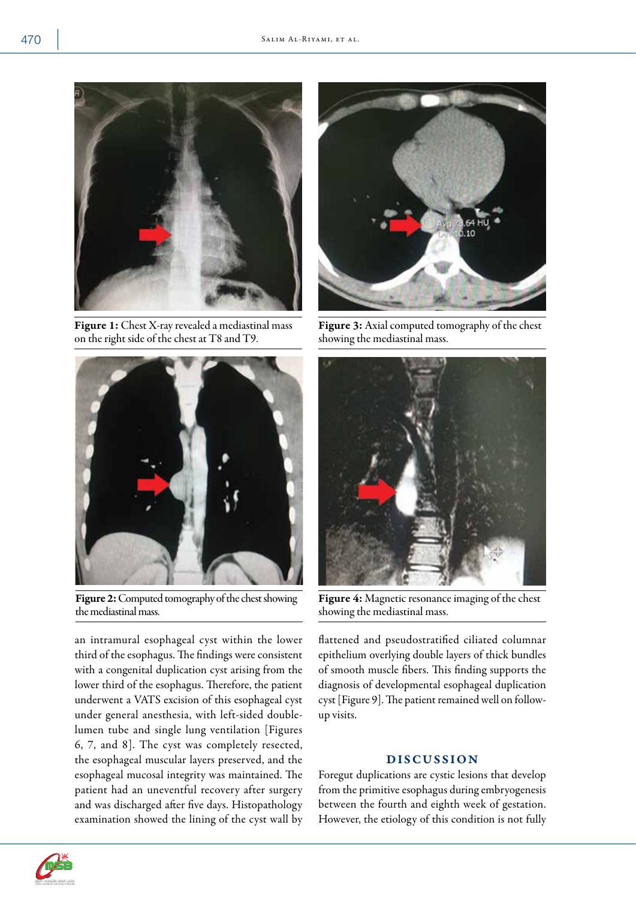Figure 1: Chest X-ray revealed a mediastinal mass on the right side of the chest at T8 and T9.

Figure 3: Axial computed tomography of the chest showing the mediastinal mass.

Figure 2: Computed tomography of the chest showing the mediastinal mass.

Figure 4: Magnetic resonance imaging of the chest showing the mediastinal mass.

an intramural esophageal cyst within the lower third of the esophagus. The findings were consistent with a congenital duplication cyst arising from the lower third of the esophagus. Therefore, the patient underwent a VATS excision of this esophageal cyst under general anesthesia, with left-sided double-lumen tube and single lung ventilation [Figures 6, 7, and 8]. The cyst was completely resected, the esophageal muscular layers preserved, and the esophageal mucosal integrity was maintained. The patient had an uneventful recovery after surgery and was discharged after five days. Histopathology examination showed the lining of the cyst wall by flattened and pseudostratified ciliated columnar epithelium overlying double layers of thick bundles of smooth muscle fibers. This finding supports the diagnosis of developmental esophageal duplication cyst [Figure 9]. The patient remained well on follow-up visits.

## DISCUSSION

Foregut duplications are cystic lesions that develop from the primitive esophagus during embryogenesis between the fourth and eighth week of gestation. However, the etiology of this condition is not fully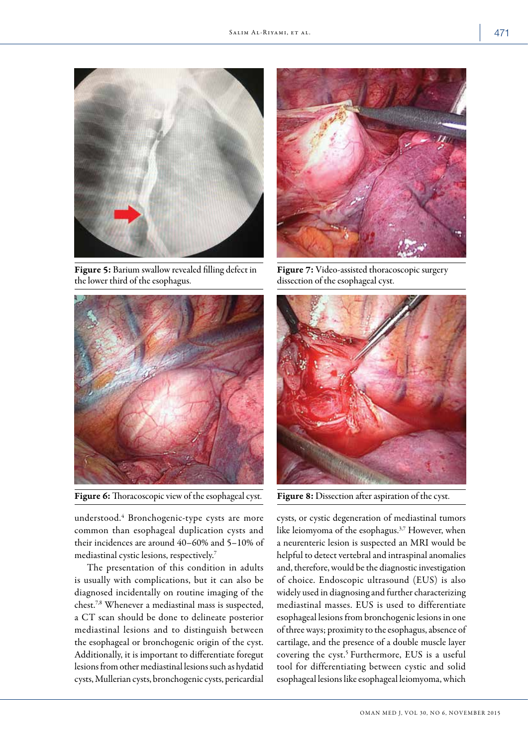Figure 5: Barium swallow revealed filling defect in the lower third of the esophagus.

Figure 7: Video-assisted thoracoscopic surgery dissection of the esophageal cyst.

Figure 6: Thoracoscopic view of the esophageal cyst.

Figure 8: Dissection after aspiration of the cyst.

understood.[4] Bronchogenic-type cysts are more common than esophageal duplication cysts and their incidences are around 40–60% and 5–10% of mediastinal cystic lesions, respectively.[7]

The presentation of this condition in adults is usually with complications, but it can also be diagnosed incidentally on routine imaging of the chest.[7,8] Whenever a mediastinal mass is suspected, a CT scan should be done to delineate posterior mediastinal lesions and to distinguish between the esophageal or bronchogenic origin of the cyst. Additionally, it is important to differentiate foregut lesions from other mediastinal lesions such as hydatid cysts, Mullerian cysts, bronchogenic cysts, pericardial cysts, or cystic degeneration of mediastinal tumors like leiomyoma of the esophagus.[3,7] However, when a neurenteric lesion is suspected an MRI would be helpful to detect vertebral and intraspinal anomalies and, therefore, would be the diagnostic investigation of choice. Endoscopic ultrasound (EUS) is also widely used in diagnosing and further characterizing mediastinal masses. EUS is used to differentiate esophageal lesions from bronchogenic lesions in one of three ways; proximity to the esophagus, absence of cartilage, and the presence of a double muscle layer covering the cyst.[5] Furthermore, EUS is a useful tool for differentiating between cystic and solid esophageal lesions like esophageal leiomyoma, which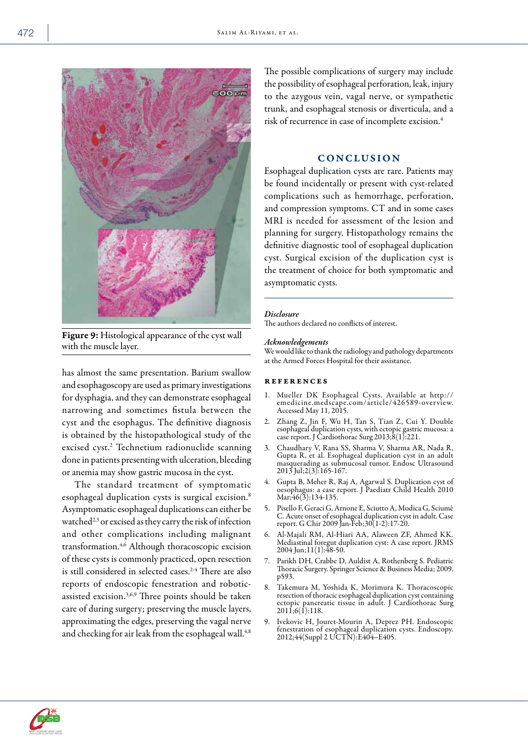Figure 9: Histological appearance of the cyst wall with the muscle layer.

has almost the same presentation. Barium swallow and esophagoscopy are used as primary investigations for dysphagia, and they can demonstrate esophageal narrowing and sometimes fistula between the cyst and the esophagus. The definitive diagnosis is obtained by the histopathological study of the excised cyst.[2] Technetium radionuclide scanning done in patients presenting with ulceration, bleeding or anemia may show gastric mucosa in the cyst.

The standard treatment of symptomatic esophageal duplication cysts is surgical excision.[8] Asymptomatic esophageal duplications can either be watched[2,3] or excised as they carry the risk of infection and other complications including malignant transformation.[4,6] Although thoracoscopic excision of these cysts is commonly practiced, open resection is still considered in selected cases.[2-4] There are also reports of endoscopic fenestration and robotic-assisted excision.[3,6,9] Three points should be taken care of during surgery; preserving the muscle layers, approximating the edges, preserving the vagal nerve and checking for air leak from the esophageal wall.[4,8]

The possible complications of surgery may include the possibility of esophageal perforation, leak, injury to the azygous vein, vagal nerve, or sympathetic trunk, and esophageal stenosis or diverticula, and a risk of recurrence in case of incomplete excision.[4]

## CONCLUSION

Esophageal duplication cysts are rare. Patients may be found incidentally or present with cyst-related complications such as hemorrhage, perforation, and compression symptoms. CT and in some cases MRI is needed for assessment of the lesion and planning for surgery. Histopathology remains the definitive diagnostic tool of esophageal duplication cyst. Surgical excision of the duplication cyst is the treatment of choice for both symptomatic and asymptomatic cysts.

### *Disclosure*

The authors declared no conflicts of interest.

### *Acknowledgements*

We would like to thank the radiology and pathology departments at the Armed Forces Hospital for their assistance.

## REFERENCES

1. Mueller DK Esophageal Cysts. Available at http://emedicine.medscape.com/article/426589-overview. Accessed May 11, 2015.
2. Zhang Z, Jin F, Wu H, Tan S, Tian Z, Cui Y. Double esophageal duplication cysts, with ectopic gastric mucosa: a case report. J Cardiothorac Surg 2013;8(1):221.
3. Chaudhary V, Rana SS, Sharma V, Sharma AR, Nada R, Gupta R, et al. Esophageal duplication cyst in an adult masquerading as submucosal tumor. Endosc Ultrasound 2013 Jul;2(3):165-167.
4. Gupta B, Meher R, Raj A, Agarwal S. Duplication cyst of oesophagus: a case report. J Paediatr Child Health 2010 Mar;46(3):134-135.
5. Pisello F, Geraci G, Arnone E, Sciutto A, Modica G, Sciumè C. Acute onset of esophageal duplication cyst in adult. Case report. G Chir 2009 Jan-Feb;30(1-2):17-20.
6. Al-Majali RM, Al-Hiari AA, Alaween ZF, Ahmed KK. Mediastinal foregut duplication cyst: A case report. JRMS 2004 Jun;11(1):48-50.
7. Parikh DH, Crabbe D, Auldist A, Rothenberg S. Pediatric Thoracic Surgery. Springer Science & Business Media; 2009. p593.
8. Takemura M, Yoshida K, Morimura K. Thoracoscopic resection of thoracic esophageal duplication cyst containing ectopic pancreatic tissue in adult. J Cardiothorac Surg 2011;6(1):118.
9. Ivekovic H, Jouret-Mourin A, Deprez PH. Endoscopic fenestration of esophageal duplication cysts. Endoscopy. 2012;44(Suppl 2 UCTN):E404–E405.